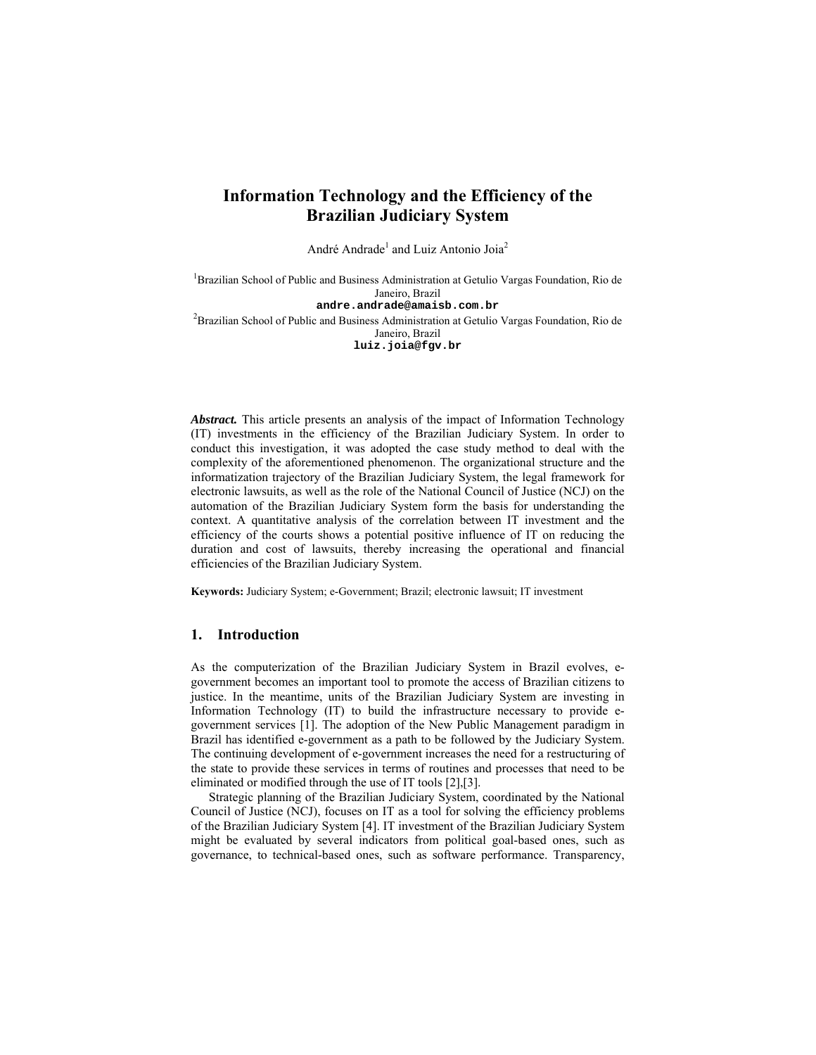# Information Technology and the Efficiency of the Brazilian Judiciary System

André Andrade[1] and Luiz Antonio Joia[2]

[1]Brazilian School of Public and Business Administration at Getulio Vargas Foundation, Rio de Janeiro, Brazil
andre.andrade@amaisb.com.br

[2]Brazilian School of Public and Business Administration at Getulio Vargas Foundation, Rio de Janeiro, Brazil
luiz.joia@fgv.br

***Abstract.*** This article presents an analysis of the impact of Information Technology (IT) investments in the efficiency of the Brazilian Judiciary System. In order to conduct this investigation, it was adopted the case study method to deal with the complexity of the aforementioned phenomenon. The organizational structure and the informatization trajectory of the Brazilian Judiciary System, the legal framework for electronic lawsuits, as well as the role of the National Council of Justice (NCJ) on the automation of the Brazilian Judiciary System form the basis for understanding the context. A quantitative analysis of the correlation between IT investment and the efficiency of the courts shows a potential positive influence of IT on reducing the duration and cost of lawsuits, thereby increasing the operational and financial efficiencies of the Brazilian Judiciary System.

**Keywords:** Judiciary System; e-Government; Brazil; electronic lawsuit; IT investment

## 1. Introduction

As the computerization of the Brazilian Judiciary System in Brazil evolves, e-government becomes an important tool to promote the access of Brazilian citizens to justice. In the meantime, units of the Brazilian Judiciary System are investing in Information Technology (IT) to build the infrastructure necessary to provide e-government services [1]. The adoption of the New Public Management paradigm in Brazil has identified e-government as a path to be followed by the Judiciary System. The continuing development of e-government increases the need for a restructuring of the state to provide these services in terms of routines and processes that need to be eliminated or modified through the use of IT tools [2],[3].

Strategic planning of the Brazilian Judiciary System, coordinated by the National Council of Justice (NCJ), focuses on IT as a tool for solving the efficiency problems of the Brazilian Judiciary System [4]. IT investment of the Brazilian Judiciary System might be evaluated by several indicators from political goal-based ones, such as governance, to technical-based ones, such as software performance. Transparency,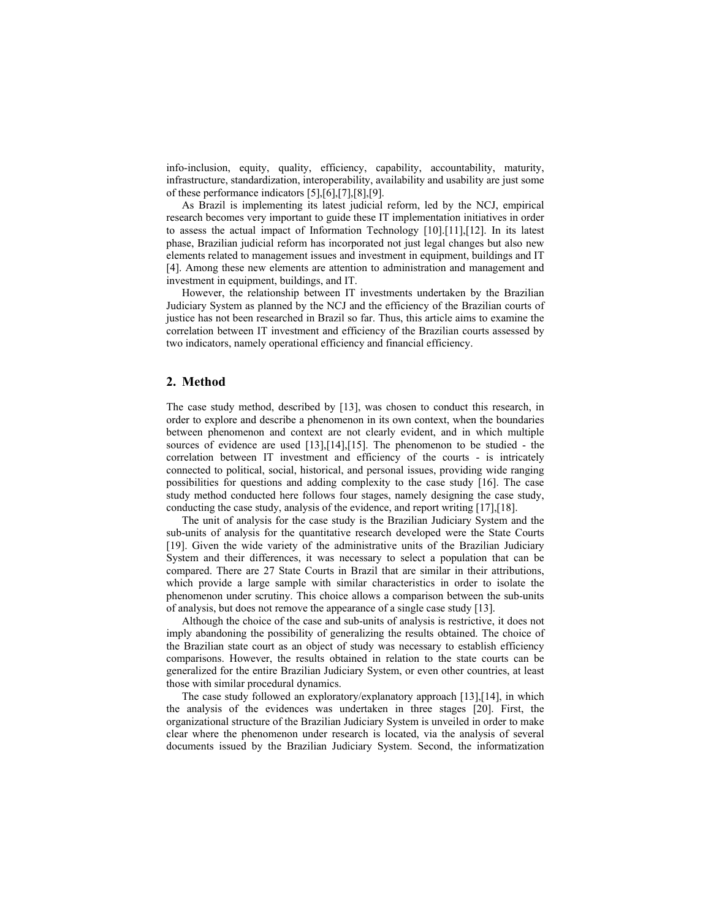info-inclusion, equity, quality, efficiency, capability, accountability, maturity, infrastructure, standardization, interoperability, availability and usability are just some of these performance indicators [5],[6],[7],[8],[9].

As Brazil is implementing its latest judicial reform, led by the NCJ, empirical research becomes very important to guide these IT implementation initiatives in order to assess the actual impact of Information Technology [10].[11],[12]. In its latest phase, Brazilian judicial reform has incorporated not just legal changes but also new elements related to management issues and investment in equipment, buildings and IT [4]. Among these new elements are attention to administration and management and investment in equipment, buildings, and IT.

However, the relationship between IT investments undertaken by the Brazilian Judiciary System as planned by the NCJ and the efficiency of the Brazilian courts of justice has not been researched in Brazil so far. Thus, this article aims to examine the correlation between IT investment and efficiency of the Brazilian courts assessed by two indicators, namely operational efficiency and financial efficiency.

## 2. Method

The case study method, described by [13], was chosen to conduct this research, in order to explore and describe a phenomenon in its own context, when the boundaries between phenomenon and context are not clearly evident, and in which multiple sources of evidence are used [13],[14],[15]. The phenomenon to be studied - the correlation between IT investment and efficiency of the courts - is intricately connected to political, social, historical, and personal issues, providing wide ranging possibilities for questions and adding complexity to the case study [16]. The case study method conducted here follows four stages, namely designing the case study, conducting the case study, analysis of the evidence, and report writing [17],[18].

The unit of analysis for the case study is the Brazilian Judiciary System and the sub-units of analysis for the quantitative research developed were the State Courts [19]. Given the wide variety of the administrative units of the Brazilian Judiciary System and their differences, it was necessary to select a population that can be compared. There are 27 State Courts in Brazil that are similar in their attributions, which provide a large sample with similar characteristics in order to isolate the phenomenon under scrutiny. This choice allows a comparison between the sub-units of analysis, but does not remove the appearance of a single case study [13].

Although the choice of the case and sub-units of analysis is restrictive, it does not imply abandoning the possibility of generalizing the results obtained. The choice of the Brazilian state court as an object of study was necessary to establish efficiency comparisons. However, the results obtained in relation to the state courts can be generalized for the entire Brazilian Judiciary System, or even other countries, at least those with similar procedural dynamics.

The case study followed an exploratory/explanatory approach [13],[14], in which the analysis of the evidences was undertaken in three stages [20]. First, the organizational structure of the Brazilian Judiciary System is unveiled in order to make clear where the phenomenon under research is located, via the analysis of several documents issued by the Brazilian Judiciary System. Second, the informatization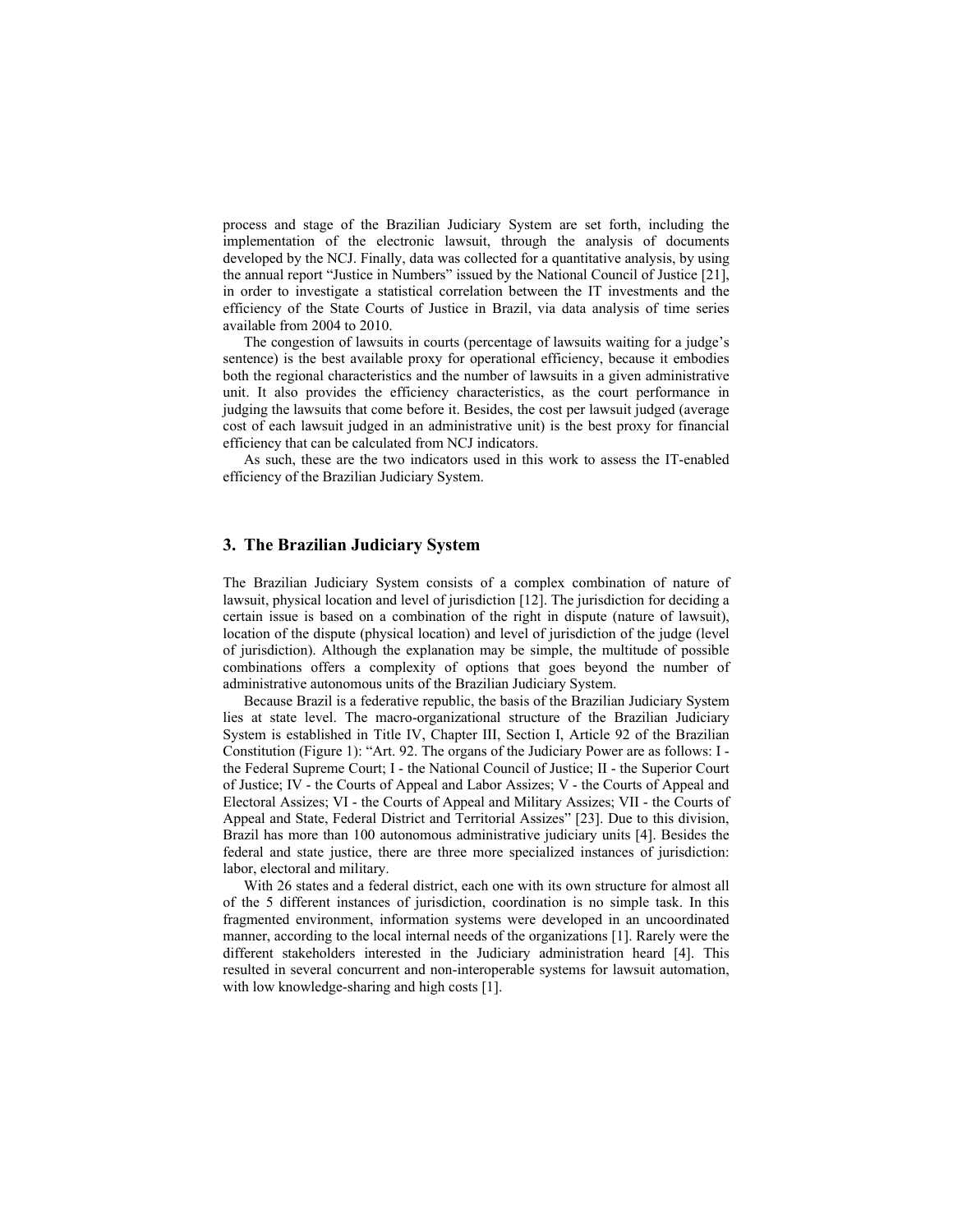process and stage of the Brazilian Judiciary System are set forth, including the implementation of the electronic lawsuit, through the analysis of documents developed by the NCJ. Finally, data was collected for a quantitative analysis, by using the annual report "Justice in Numbers" issued by the National Council of Justice [21], in order to investigate a statistical correlation between the IT investments and the efficiency of the State Courts of Justice in Brazil, via data analysis of time series available from 2004 to 2010.

The congestion of lawsuits in courts (percentage of lawsuits waiting for a judge's sentence) is the best available proxy for operational efficiency, because it embodies both the regional characteristics and the number of lawsuits in a given administrative unit. It also provides the efficiency characteristics, as the court performance in judging the lawsuits that come before it. Besides, the cost per lawsuit judged (average cost of each lawsuit judged in an administrative unit) is the best proxy for financial efficiency that can be calculated from NCJ indicators.

As such, these are the two indicators used in this work to assess the IT-enabled efficiency of the Brazilian Judiciary System.

## 3. The Brazilian Judiciary System

The Brazilian Judiciary System consists of a complex combination of nature of lawsuit, physical location and level of jurisdiction [12]. The jurisdiction for deciding a certain issue is based on a combination of the right in dispute (nature of lawsuit), location of the dispute (physical location) and level of jurisdiction of the judge (level of jurisdiction). Although the explanation may be simple, the multitude of possible combinations offers a complexity of options that goes beyond the number of administrative autonomous units of the Brazilian Judiciary System.

Because Brazil is a federative republic, the basis of the Brazilian Judiciary System lies at state level. The macro-organizational structure of the Brazilian Judiciary System is established in Title IV, Chapter III, Section I, Article 92 of the Brazilian Constitution (Figure 1): "Art. 92. The organs of the Judiciary Power are as follows: I - the Federal Supreme Court; I - the National Council of Justice; II - the Superior Court of Justice; IV - the Courts of Appeal and Labor Assizes; V - the Courts of Appeal and Electoral Assizes; VI - the Courts of Appeal and Military Assizes; VII - the Courts of Appeal and State, Federal District and Territorial Assizes" [23]. Due to this division, Brazil has more than 100 autonomous administrative judiciary units [4]. Besides the federal and state justice, there are three more specialized instances of jurisdiction: labor, electoral and military.

With 26 states and a federal district, each one with its own structure for almost all of the 5 different instances of jurisdiction, coordination is no simple task. In this fragmented environment, information systems were developed in an uncoordinated manner, according to the local internal needs of the organizations [1]. Rarely were the different stakeholders interested in the Judiciary administration heard [4]. This resulted in several concurrent and non-interoperable systems for lawsuit automation, with low knowledge-sharing and high costs [1].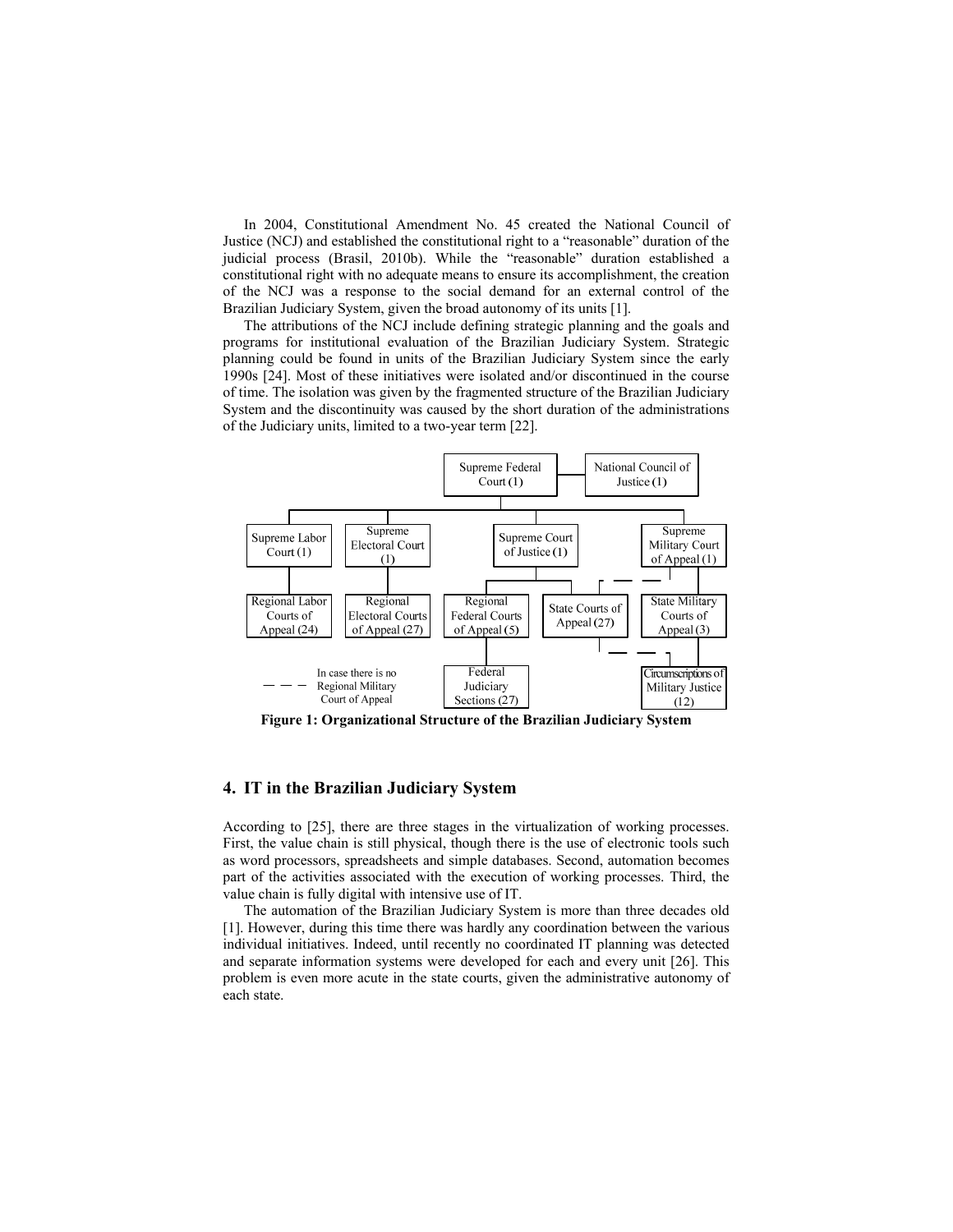In 2004, Constitutional Amendment No. 45 created the National Council of Justice (NCJ) and established the constitutional right to a "reasonable" duration of the judicial process (Brasil, 2010b). While the "reasonable" duration established a constitutional right with no adequate means to ensure its accomplishment, the creation of the NCJ was a response to the social demand for an external control of the Brazilian Judiciary System, given the broad autonomy of its units [1].

The attributions of the NCJ include defining strategic planning and the goals and programs for institutional evaluation of the Brazilian Judiciary System. Strategic planning could be found in units of the Brazilian Judiciary System since the early 1990s [24]. Most of these initiatives were isolated and/or discontinued in the course of time. The isolation was given by the fragmented structure of the Brazilian Judiciary System and the discontinuity was caused by the short duration of the administrations of the Judiciary units, limited to a two-year term [22].

Supreme Federal Court (1) — National Council of Justice (1)

Supreme Labor Court (1) → Regional Labor Courts of Appeal (24)

Supreme Electoral Court (1) → Regional Electoral Courts of Appeal (27)

Supreme Court of Justice (1) → Regional Federal Courts of Appeal (5) → Federal Judiciary Sections (27); State Courts of Appeal (27)

Supreme Military Court of Appeal (1) → State Military Courts of Appeal (3) → Circumscriptions of Military Justice (12)

— — — In case there is no Regional Military Court of Appeal

**Figure 1: Organizational Structure of the Brazilian Judiciary System**

## 4. IT in the Brazilian Judiciary System

According to [25], there are three stages in the virtualization of working processes. First, the value chain is still physical, though there is the use of electronic tools such as word processors, spreadsheets and simple databases. Second, automation becomes part of the activities associated with the execution of working processes. Third, the value chain is fully digital with intensive use of IT.

The automation of the Brazilian Judiciary System is more than three decades old [1]. However, during this time there was hardly any coordination between the various individual initiatives. Indeed, until recently no coordinated IT planning was detected and separate information systems were developed for each and every unit [26]. This problem is even more acute in the state courts, given the administrative autonomy of each state.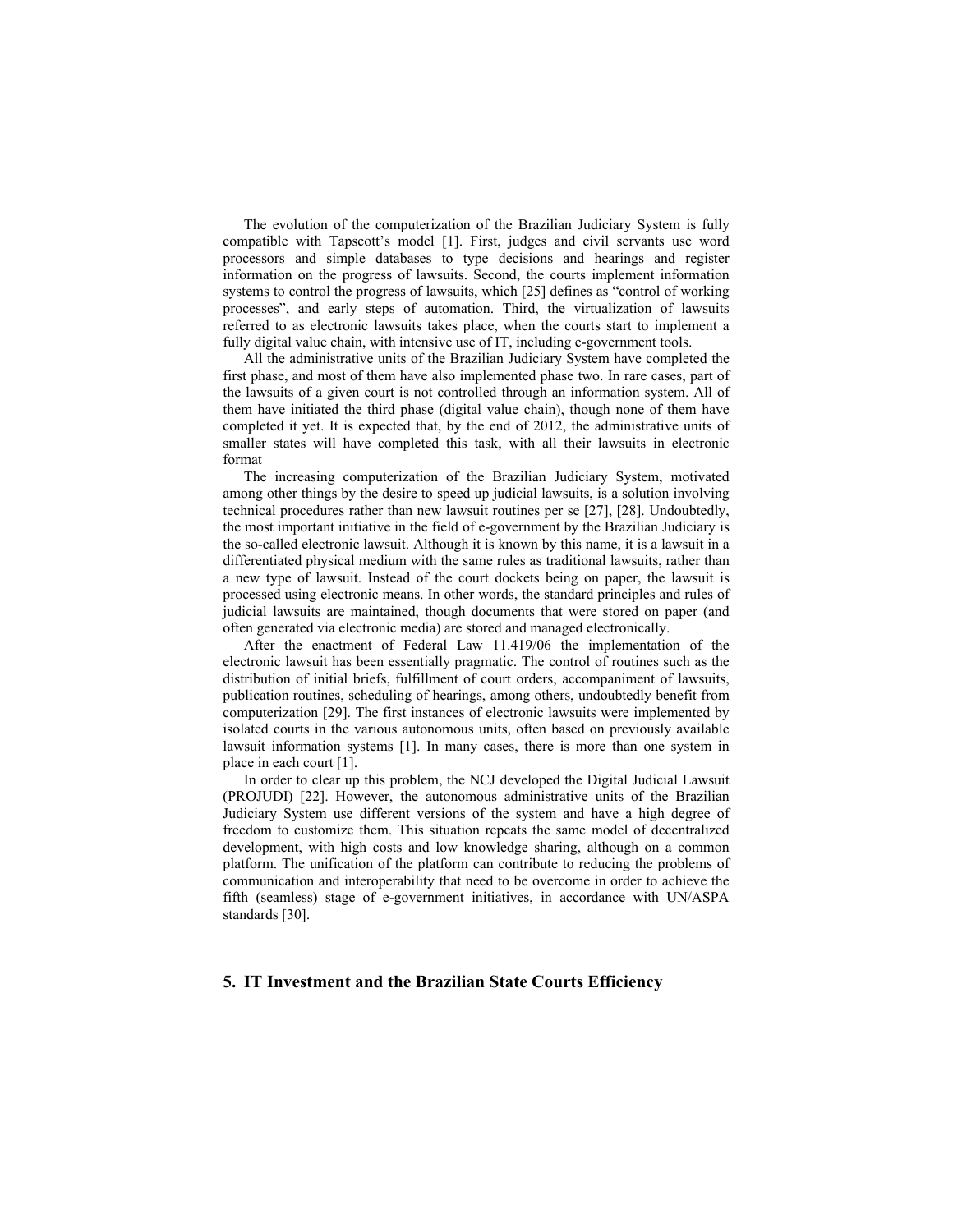The evolution of the computerization of the Brazilian Judiciary System is fully compatible with Tapscott's model [1]. First, judges and civil servants use word processors and simple databases to type decisions and hearings and register information on the progress of lawsuits. Second, the courts implement information systems to control the progress of lawsuits, which [25] defines as "control of working processes", and early steps of automation. Third, the virtualization of lawsuits referred to as electronic lawsuits takes place, when the courts start to implement a fully digital value chain, with intensive use of IT, including e-government tools.

All the administrative units of the Brazilian Judiciary System have completed the first phase, and most of them have also implemented phase two. In rare cases, part of the lawsuits of a given court is not controlled through an information system. All of them have initiated the third phase (digital value chain), though none of them have completed it yet. It is expected that, by the end of 2012, the administrative units of smaller states will have completed this task, with all their lawsuits in electronic format

The increasing computerization of the Brazilian Judiciary System, motivated among other things by the desire to speed up judicial lawsuits, is a solution involving technical procedures rather than new lawsuit routines per se [27], [28]. Undoubtedly, the most important initiative in the field of e-government by the Brazilian Judiciary is the so-called electronic lawsuit. Although it is known by this name, it is a lawsuit in a differentiated physical medium with the same rules as traditional lawsuits, rather than a new type of lawsuit. Instead of the court dockets being on paper, the lawsuit is processed using electronic means. In other words, the standard principles and rules of judicial lawsuits are maintained, though documents that were stored on paper (and often generated via electronic media) are stored and managed electronically.

After the enactment of Federal Law 11.419/06 the implementation of the electronic lawsuit has been essentially pragmatic. The control of routines such as the distribution of initial briefs, fulfillment of court orders, accompaniment of lawsuits, publication routines, scheduling of hearings, among others, undoubtedly benefit from computerization [29]. The first instances of electronic lawsuits were implemented by isolated courts in the various autonomous units, often based on previously available lawsuit information systems [1]. In many cases, there is more than one system in place in each court [1].

In order to clear up this problem, the NCJ developed the Digital Judicial Lawsuit (PROJUDI) [22]. However, the autonomous administrative units of the Brazilian Judiciary System use different versions of the system and have a high degree of freedom to customize them. This situation repeats the same model of decentralized development, with high costs and low knowledge sharing, although on a common platform. The unification of the platform can contribute to reducing the problems of communication and interoperability that need to be overcome in order to achieve the fifth (seamless) stage of e-government initiatives, in accordance with UN/ASPA standards [30].

## 5. IT Investment and the Brazilian State Courts Efficiency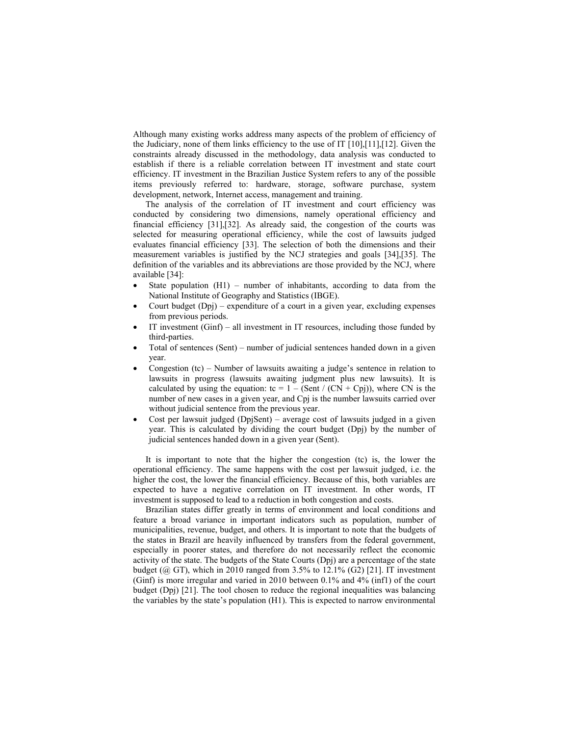Although many existing works address many aspects of the problem of efficiency of the Judiciary, none of them links efficiency to the use of IT [10],[11],[12]. Given the constraints already discussed in the methodology, data analysis was conducted to establish if there is a reliable correlation between IT investment and state court efficiency. IT investment in the Brazilian Justice System refers to any of the possible items previously referred to: hardware, storage, software purchase, system development, network, Internet access, management and training.

The analysis of the correlation of IT investment and court efficiency was conducted by considering two dimensions, namely operational efficiency and financial efficiency [31],[32]. As already said, the congestion of the courts was selected for measuring operational efficiency, while the cost of lawsuits judged evaluates financial efficiency [33]. The selection of both the dimensions and their measurement variables is justified by the NCJ strategies and goals [34],[35]. The definition of the variables and its abbreviations are those provided by the NCJ, where available [34]:

- State population (H1) – number of inhabitants, according to data from the National Institute of Geography and Statistics (IBGE).
- Court budget (Dpj) – expenditure of a court in a given year, excluding expenses from previous periods.
- IT investment (Ginf) – all investment in IT resources, including those funded by third-parties.
- Total of sentences (Sent) – number of judicial sentences handed down in a given year.
- Congestion (tc) – Number of lawsuits awaiting a judge's sentence in relation to lawsuits in progress (lawsuits awaiting judgment plus new lawsuits). It is calculated by using the equation: $tc = 1 - (Sent / (CN + Cpj))$, where CN is the number of new cases in a given year, and Cpj is the number lawsuits carried over without judicial sentence from the previous year.
- Cost per lawsuit judged (DpjSent) – average cost of lawsuits judged in a given year. This is calculated by dividing the court budget (Dpj) by the number of judicial sentences handed down in a given year (Sent).

It is important to note that the higher the congestion (tc) is, the lower the operational efficiency. The same happens with the cost per lawsuit judged, i.e. the higher the cost, the lower the financial efficiency. Because of this, both variables are expected to have a negative correlation on IT investment. In other words, IT investment is supposed to lead to a reduction in both congestion and costs.

Brazilian states differ greatly in terms of environment and local conditions and feature a broad variance in important indicators such as population, number of municipalities, revenue, budget, and others. It is important to note that the budgets of the states in Brazil are heavily influenced by transfers from the federal government, especially in poorer states, and therefore do not necessarily reflect the economic activity of the state. The budgets of the State Courts (Dpj) are a percentage of the state budget (@ GT), which in 2010 ranged from 3.5% to 12.1% (G2) [21]. IT investment (Ginf) is more irregular and varied in 2010 between 0.1% and 4% (inf1) of the court budget (Dpj) [21]. The tool chosen to reduce the regional inequalities was balancing the variables by the state's population (H1). This is expected to narrow environmental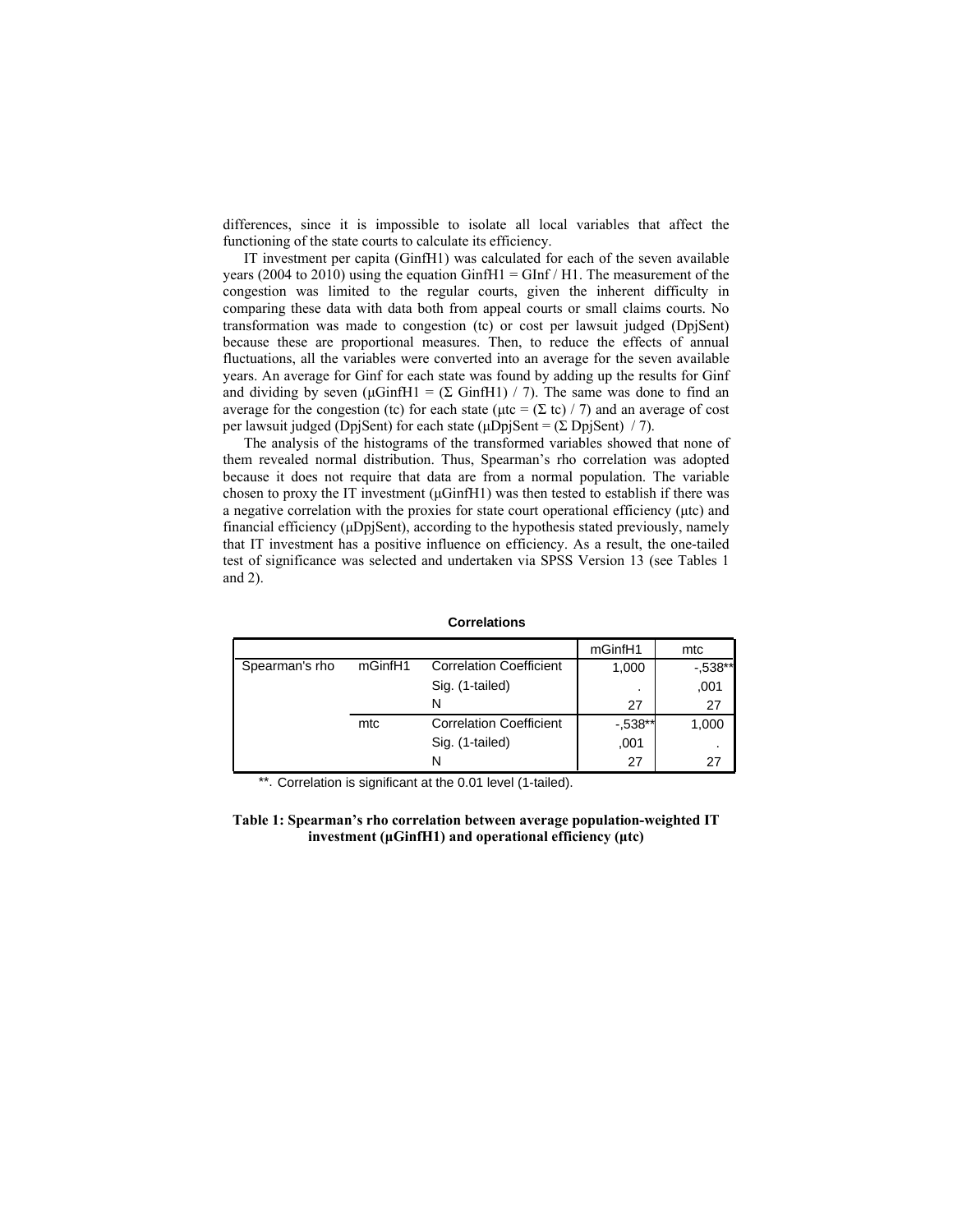differences, since it is impossible to isolate all local variables that affect the functioning of the state courts to calculate its efficiency.

IT investment per capita (GinfH1) was calculated for each of the seven available years (2004 to 2010) using the equation GinfH1 = GInf / H1. The measurement of the congestion was limited to the regular courts, given the inherent difficulty in comparing these data with data both from appeal courts or small claims courts. No transformation was made to congestion (tc) or cost per lawsuit judged (DpjSent) because these are proportional measures. Then, to reduce the effects of annual fluctuations, all the variables were converted into an average for the seven available years. An average for Ginf for each state was found by adding up the results for Ginf and dividing by seven ($\mu$GinfH1 = ($\Sigma$ GinfH1) / 7). The same was done to find an average for the congestion (tc) for each state ($\mu$tc = ($\Sigma$ tc) / 7) and an average of cost per lawsuit judged (DpjSent) for each state ($\mu$DpjSent = ($\Sigma$ DpjSent) / 7).

The analysis of the histograms of the transformed variables showed that none of them revealed normal distribution. Thus, Spearman's rho correlation was adopted because it does not require that data are from a normal population. The variable chosen to proxy the IT investment ($\mu$GinfH1) was then tested to establish if there was a negative correlation with the proxies for state court operational efficiency ($\mu$tc) and financial efficiency ($\mu$DpjSent), according to the hypothesis stated previously, namely that IT investment has a positive influence on efficiency. As a result, the one-tailed test of significance was selected and undertaken via SPSS Version 13 (see Tables 1 and 2).

**Correlations**

| | | | mGinfH1 | mtc |
|---|---|---|---|---|
| Spearman's rho | mGinfH1 | Correlation Coefficient | 1,000 | -,538** |
| | | Sig. (1-tailed) | . | ,001 |
| | | N | 27 | 27 |
| | mtc | Correlation Coefficient | -,538** | 1,000 |
| | | Sig. (1-tailed) | ,001 | . |
| | | N | 27 | 27 |

**. Correlation is significant at the 0.01 level (1-tailed).

**Table 1: Spearman's rho correlation between average population-weighted IT investment (µGinfH1) and operational efficiency (µtc)**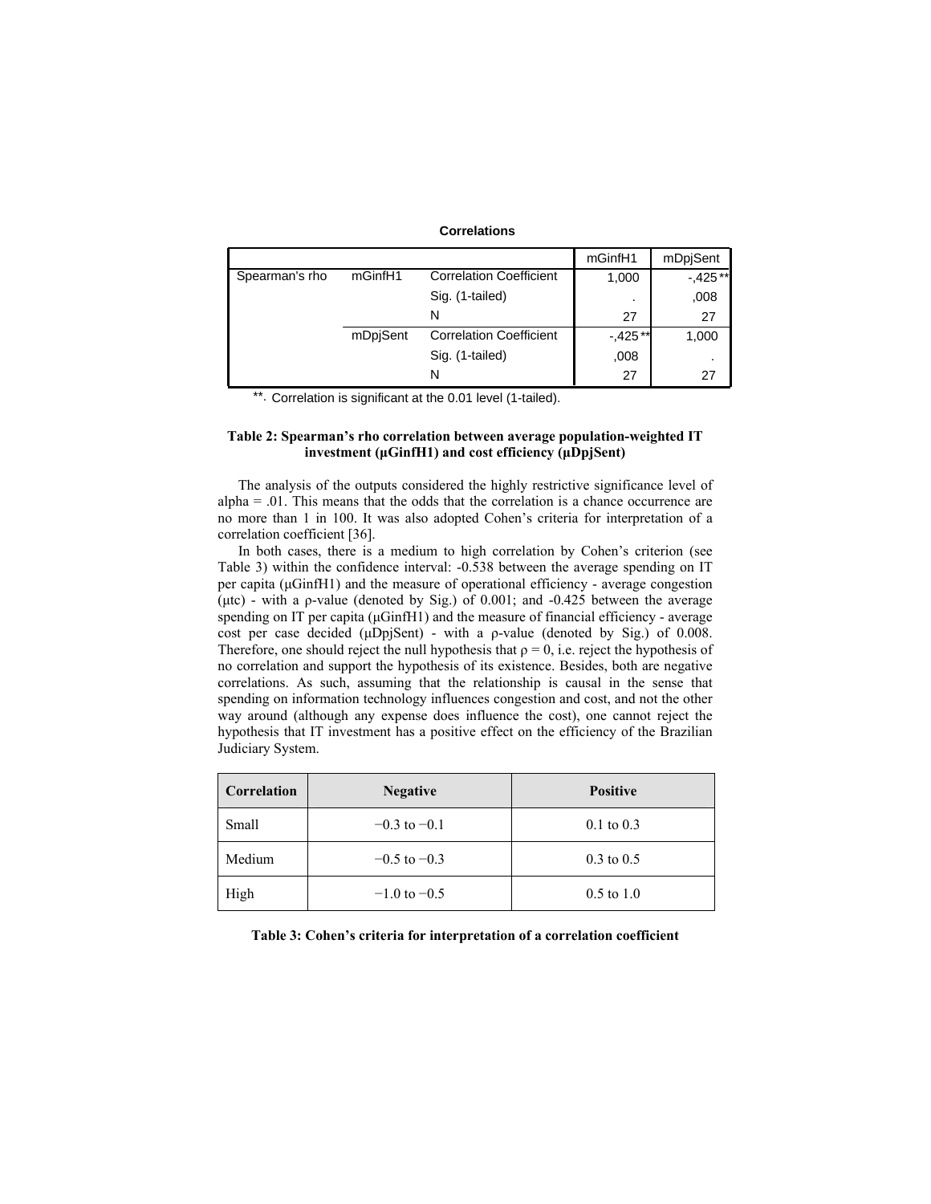**Correlations**

| | | | mGinfH1 | mDpjSent |
|---|---|---|---|---|
| Spearman's rho | mGinfH1 | Correlation Coefficient | 1,000 | -,425** |
| | | Sig. (1-tailed) | . | ,008 |
| | | N | 27 | 27 |
| | mDpjSent | Correlation Coefficient | -,425** | 1,000 |
| | | Sig. (1-tailed) | ,008 | . |
| | | N | 27 | 27 |

**. Correlation is significant at the 0.01 level (1-tailed).

**Table 2: Spearman's rho correlation between average population-weighted IT investment (μGinfH1) and cost efficiency (μDpjSent)**

The analysis of the outputs considered the highly restrictive significance level of alpha = .01. This means that the odds that the correlation is a chance occurrence are no more than 1 in 100. It was also adopted Cohen's criteria for interpretation of a correlation coefficient [36].

In both cases, there is a medium to high correlation by Cohen's criterion (see Table 3) within the confidence interval: -0.538 between the average spending on IT per capita (μGinfH1) and the measure of operational efficiency - average congestion (μtc) - with a ρ-value (denoted by Sig.) of 0.001; and -0.425 between the average spending on IT per capita (μGinfH1) and the measure of financial efficiency - average cost per case decided (μDpjSent) - with a ρ-value (denoted by Sig.) of 0.008. Therefore, one should reject the null hypothesis that $\rho = 0$, i.e. reject the hypothesis of no correlation and support the hypothesis of its existence. Besides, both are negative correlations. As such, assuming that the relationship is causal in the sense that spending on information technology influences congestion and cost, and not the other way around (although any expense does influence the cost), one cannot reject the hypothesis that IT investment has a positive effect on the efficiency of the Brazilian Judiciary System.

| Correlation | Negative | Positive |
|---|---|---|
| Small | −0.3 to −0.1 | 0.1 to 0.3 |
| Medium | −0.5 to −0.3 | 0.3 to 0.5 |
| High | −1.0 to −0.5 | 0.5 to 1.0 |

**Table 3: Cohen's criteria for interpretation of a correlation coefficient**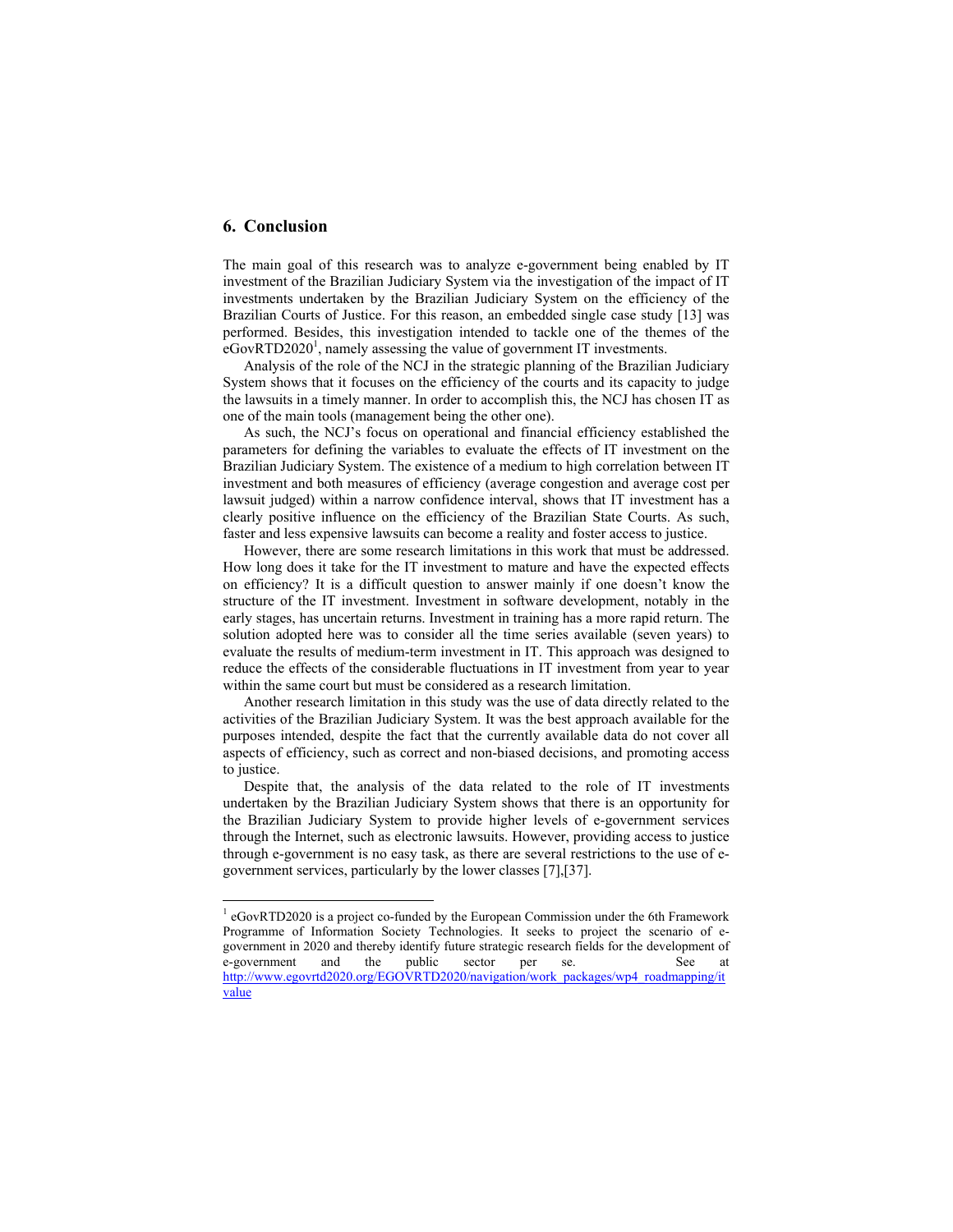## 6. Conclusion

The main goal of this research was to analyze e-government being enabled by IT investment of the Brazilian Judiciary System via the investigation of the impact of IT investments undertaken by the Brazilian Judiciary System on the efficiency of the Brazilian Courts of Justice. For this reason, an embedded single case study [13] was performed. Besides, this investigation intended to tackle one of the themes of the eGovRTD2020[1], namely assessing the value of government IT investments.

Analysis of the role of the NCJ in the strategic planning of the Brazilian Judiciary System shows that it focuses on the efficiency of the courts and its capacity to judge the lawsuits in a timely manner. In order to accomplish this, the NCJ has chosen IT as one of the main tools (management being the other one).

As such, the NCJ's focus on operational and financial efficiency established the parameters for defining the variables to evaluate the effects of IT investment on the Brazilian Judiciary System. The existence of a medium to high correlation between IT investment and both measures of efficiency (average congestion and average cost per lawsuit judged) within a narrow confidence interval, shows that IT investment has a clearly positive influence on the efficiency of the Brazilian State Courts. As such, faster and less expensive lawsuits can become a reality and foster access to justice.

However, there are some research limitations in this work that must be addressed. How long does it take for the IT investment to mature and have the expected effects on efficiency? It is a difficult question to answer mainly if one doesn't know the structure of the IT investment. Investment in software development, notably in the early stages, has uncertain returns. Investment in training has a more rapid return. The solution adopted here was to consider all the time series available (seven years) to evaluate the results of medium-term investment in IT. This approach was designed to reduce the effects of the considerable fluctuations in IT investment from year to year within the same court but must be considered as a research limitation.

Another research limitation in this study was the use of data directly related to the activities of the Brazilian Judiciary System. It was the best approach available for the purposes intended, despite the fact that the currently available data do not cover all aspects of efficiency, such as correct and non-biased decisions, and promoting access to justice.

Despite that, the analysis of the data related to the role of IT investments undertaken by the Brazilian Judiciary System shows that there is an opportunity for the Brazilian Judiciary System to provide higher levels of e-government services through the Internet, such as electronic lawsuits. However, providing access to justice through e-government is no easy task, as there are several restrictions to the use of e-government services, particularly by the lower classes [7],[37].

---

[1] eGovRTD2020 is a project co-funded by the European Commission under the 6th Framework Programme of Information Society Technologies. It seeks to project the scenario of e-government in 2020 and thereby identify future strategic research fields for the development of e-government and the public sector per se. See at http://www.egovrtd2020.org/EGOVRTD2020/navigation/work_packages/wp4_roadmapping/itvalue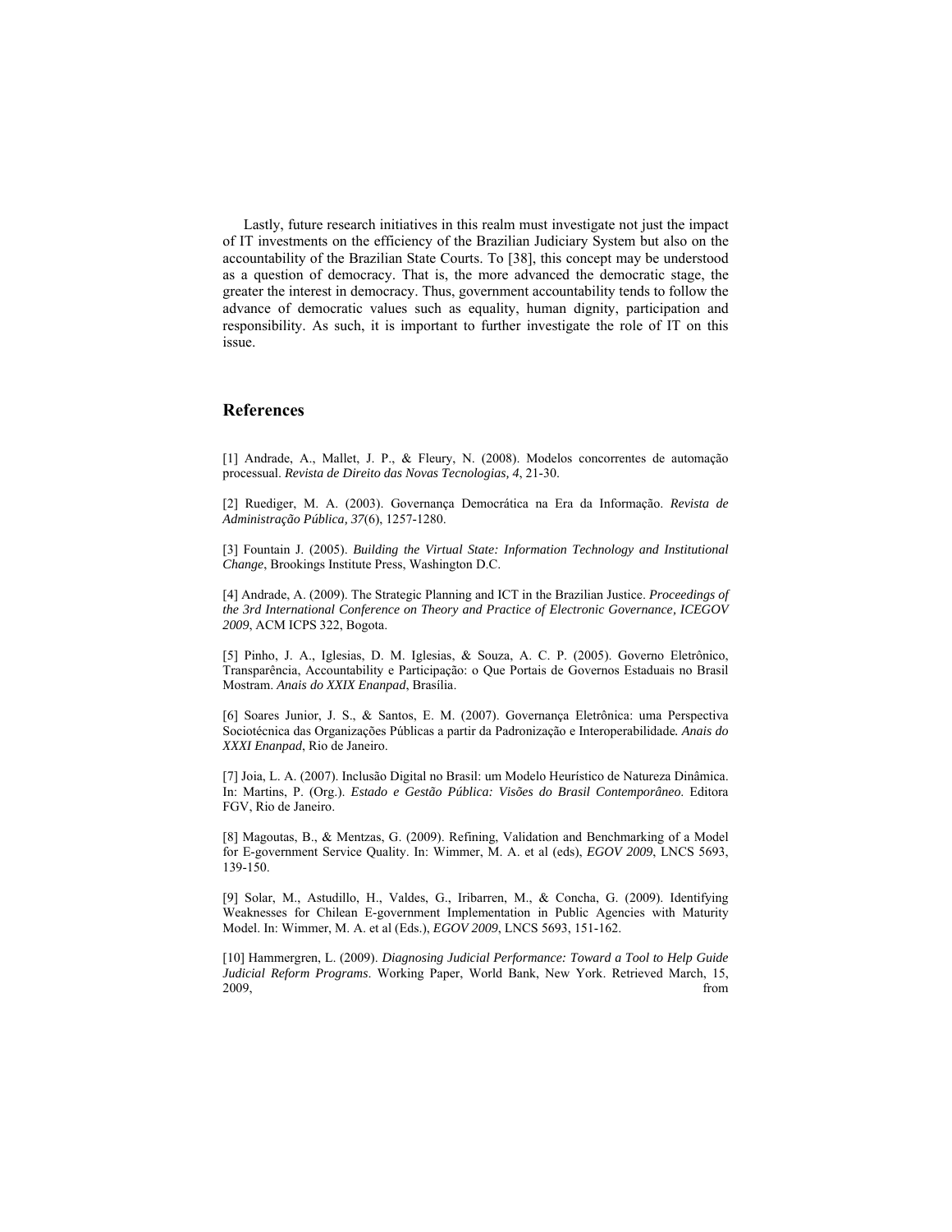Lastly, future research initiatives in this realm must investigate not just the impact of IT investments on the efficiency of the Brazilian Judiciary System but also on the accountability of the Brazilian State Courts. To [38], this concept may be understood as a question of democracy. That is, the more advanced the democratic stage, the greater the interest in democracy. Thus, government accountability tends to follow the advance of democratic values such as equality, human dignity, participation and responsibility. As such, it is important to further investigate the role of IT on this issue.

## References

[1] Andrade, A., Mallet, J. P., & Fleury, N. (2008). Modelos concorrentes de automação processual. *Revista de Direito das Novas Tecnologias, 4*, 21-30.

[2] Ruediger, M. A. (2003). Governança Democrática na Era da Informação. *Revista de Administração Pública, 37*(6), 1257-1280.

[3] Fountain J. (2005). *Building the Virtual State: Information Technology and Institutional Change*, Brookings Institute Press, Washington D.C.

[4] Andrade, A. (2009). The Strategic Planning and ICT in the Brazilian Justice. *Proceedings of the 3rd International Conference on Theory and Practice of Electronic Governance, ICEGOV 2009*, ACM ICPS 322, Bogota.

[5] Pinho, J. A., Iglesias, D. M. Iglesias, & Souza, A. C. P. (2005). Governo Eletrônico, Transparência, Accountability e Participação: o Que Portais de Governos Estaduais no Brasil Mostram. *Anais do XXIX Enanpad*, Brasília.

[6] Soares Junior, J. S., & Santos, E. M. (2007). Governança Eletrônica: uma Perspectiva Sociotécnica das Organizações Públicas a partir da Padronização e Interoperabilidade*. Anais do XXXI Enanpad*, Rio de Janeiro.

[7] Joia, L. A. (2007). Inclusão Digital no Brasil: um Modelo Heurístico de Natureza Dinâmica. In: Martins, P. (Org.). *Estado e Gestão Pública: Visões do Brasil Contemporâneo*. Editora FGV, Rio de Janeiro.

[8] Magoutas, B., & Mentzas, G. (2009). Refining, Validation and Benchmarking of a Model for E-government Service Quality. In: Wimmer, M. A. et al (eds), *EGOV 2009*, LNCS 5693, 139-150.

[9] Solar, M., Astudillo, H., Valdes, G., Iribarren, M., & Concha, G. (2009). Identifying Weaknesses for Chilean E-government Implementation in Public Agencies with Maturity Model. In: Wimmer, M. A. et al (Eds.), *EGOV 2009*, LNCS 5693, 151-162.

[10] Hammergren, L. (2009). *Diagnosing Judicial Performance: Toward a Tool to Help Guide Judicial Reform Programs*. Working Paper, World Bank, New York. Retrieved March, 15, 2009, from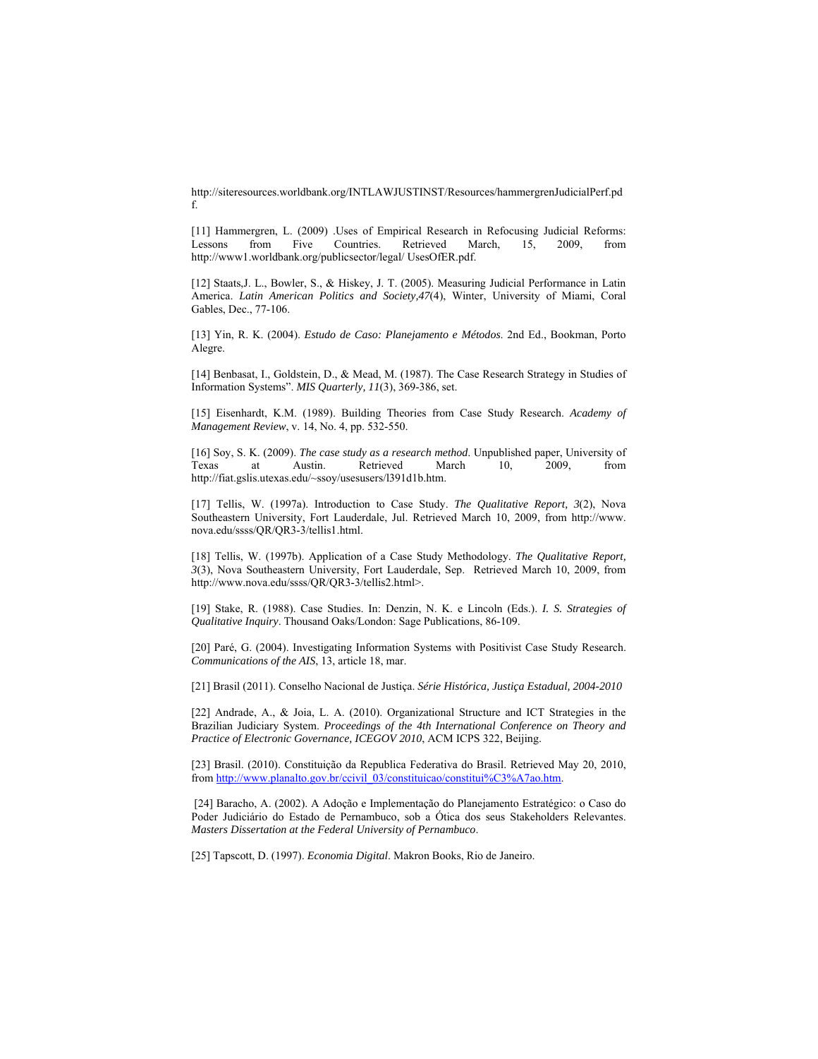http://siteresources.worldbank.org/INTLAWJUSTINST/Resources/hammergrenJudicialPerf.pdf.

[11] Hammergren, L. (2009) .Uses of Empirical Research in Refocusing Judicial Reforms: Lessons from Five Countries. Retrieved March, 15, 2009, from http://www1.worldbank.org/publicsector/legal/ UsesOfER.pdf.

[12] Staats,J. L., Bowler, S., & Hiskey, J. T. (2005). Measuring Judicial Performance in Latin America. *Latin American Politics and Society,47*(4), Winter, University of Miami, Coral Gables, Dec., 77-106.

[13] Yin, R. K. (2004). *Estudo de Caso: Planejamento e Métodos*. 2nd Ed., Bookman, Porto Alegre.

[14] Benbasat, I., Goldstein, D., & Mead, M. (1987). The Case Research Strategy in Studies of Information Systems". *MIS Quarterly, 11*(3), 369-386, set.

[15] Eisenhardt, K.M. (1989). Building Theories from Case Study Research. *Academy of Management Review*, v. 14, No. 4, pp. 532-550.

[16] Soy, S. K. (2009). *The case study as a research method*. Unpublished paper, University of Texas at Austin. Retrieved March 10, 2009, from http://fiat.gslis.utexas.edu/~ssoy/usesusers/l391d1b.htm.

[17] Tellis, W. (1997a). Introduction to Case Study. *The Qualitative Report, 3*(2), Nova Southeastern University, Fort Lauderdale, Jul. Retrieved March 10, 2009, from http://www.nova.edu/ssss/QR/QR3-3/tellis1.html.

[18] Tellis, W. (1997b). Application of a Case Study Methodology. *The Qualitative Report, 3*(3), Nova Southeastern University, Fort Lauderdale, Sep. Retrieved March 10, 2009, from http://www.nova.edu/ssss/QR/QR3-3/tellis2.html>.

[19] Stake, R. (1988). Case Studies. In: Denzin, N. K. e Lincoln (Eds.). *I. S. Strategies of Qualitative Inquiry*. Thousand Oaks/London: Sage Publications, 86-109.

[20] Paré, G. (2004). Investigating Information Systems with Positivist Case Study Research. *Communications of the AIS*, 13, article 18, mar.

[21] Brasil (2011). Conselho Nacional de Justiça. *Série Histórica, Justiça Estadual, 2004-2010*

[22] Andrade, A., & Joia, L. A. (2010). Organizational Structure and ICT Strategies in the Brazilian Judiciary System. *Proceedings of the 4th International Conference on Theory and Practice of Electronic Governance, ICEGOV 2010*, ACM ICPS 322, Beijing.

[23] Brasil. (2010). Constituição da Republica Federativa do Brasil. Retrieved May 20, 2010, from http://www.planalto.gov.br/ccivil_03/constituicao/constitui%C3%A7ao.htm.

[24] Baracho, A. (2002). A Adoção e Implementação do Planejamento Estratégico: o Caso do Poder Judiciário do Estado de Pernambuco, sob a Ótica dos seus Stakeholders Relevantes. *Masters Dissertation at the Federal University of Pernambuco*.

[25] Tapscott, D. (1997). *Economia Digital*. Makron Books, Rio de Janeiro.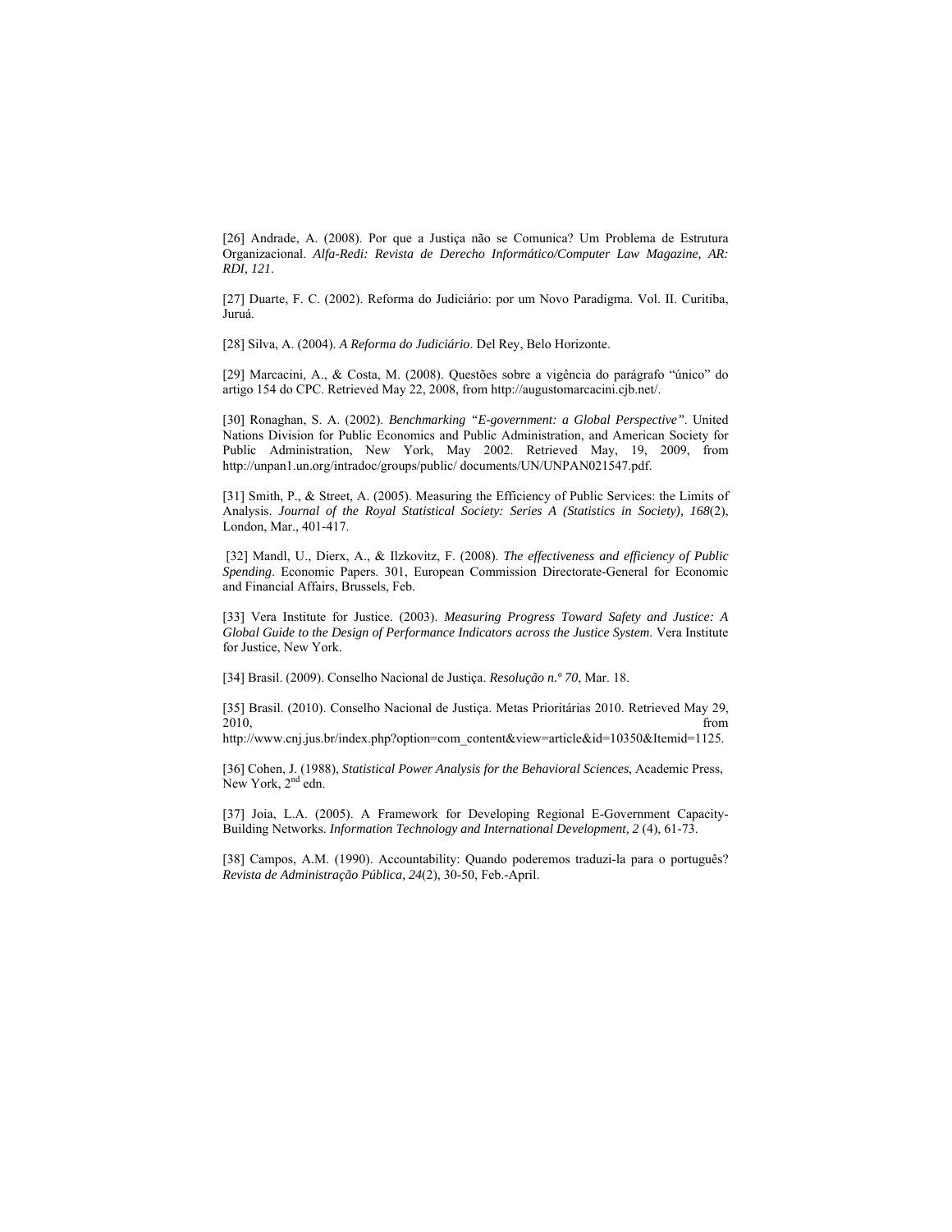[26] Andrade, A. (2008). Por que a Justiça não se Comunica? Um Problema de Estrutura Organizacional. *Alfa-Redi: Revista de Derecho Informático/Computer Law Magazine, AR: RDI, 121*.

[27] Duarte, F. C. (2002). Reforma do Judiciário: por um Novo Paradigma. Vol. II. Curitiba, Juruá.

[28] Silva, A. (2004). *A Reforma do Judiciário*. Del Rey, Belo Horizonte.

[29] Marcacini, A., & Costa, M. (2008). Questões sobre a vigência do parágrafo "único" do artigo 154 do CPC. Retrieved May 22, 2008, from http://augustomarcacini.cjb.net/.

[30] Ronaghan, S. A. (2002). *Benchmarking "E-government: a Global Perspective"*. United Nations Division for Public Economics and Public Administration, and American Society for Public Administration, New York, May 2002. Retrieved May, 19, 2009, from http://unpan1.un.org/intradoc/groups/public/ documents/UN/UNPAN021547.pdf.

[31] Smith, P., & Street, A. (2005). Measuring the Efficiency of Public Services: the Limits of Analysis. *Journal of the Royal Statistical Society: Series A (Statistics in Society), 168*(2), London, Mar., 401-417.

[32] Mandl, U., Dierx, A., & Ilzkovitz, F. (2008). *The effectiveness and efficiency of Public Spending*. Economic Papers. 301, European Commission Directorate-General for Economic and Financial Affairs, Brussels, Feb.

[33] Vera Institute for Justice. (2003). *Measuring Progress Toward Safety and Justice: A Global Guide to the Design of Performance Indicators across the Justice System*. Vera Institute for Justice, New York.

[34] Brasil. (2009). Conselho Nacional de Justiça. *Resolução n.º 70*, Mar. 18.

[35] Brasil. (2010). Conselho Nacional de Justiça. Metas Prioritárias 2010. Retrieved May 29, 2010, from http://www.cnj.jus.br/index.php?option=com_content&view=article&id=10350&Itemid=1125.

[36] Cohen, J. (1988), *Statistical Power Analysis for the Behavioral Sciences*, Academic Press, New York, 2nd edn.

[37] Joia, L.A. (2005). A Framework for Developing Regional E-Government Capacity-Building Networks. *Information Technology and International Development, 2* (4), 61-73.

[38] Campos, A.M. (1990). Accountability: Quando poderemos traduzi-la para o português? *Revista de Administração Pública, 24*(2), 30-50, Feb.-April.